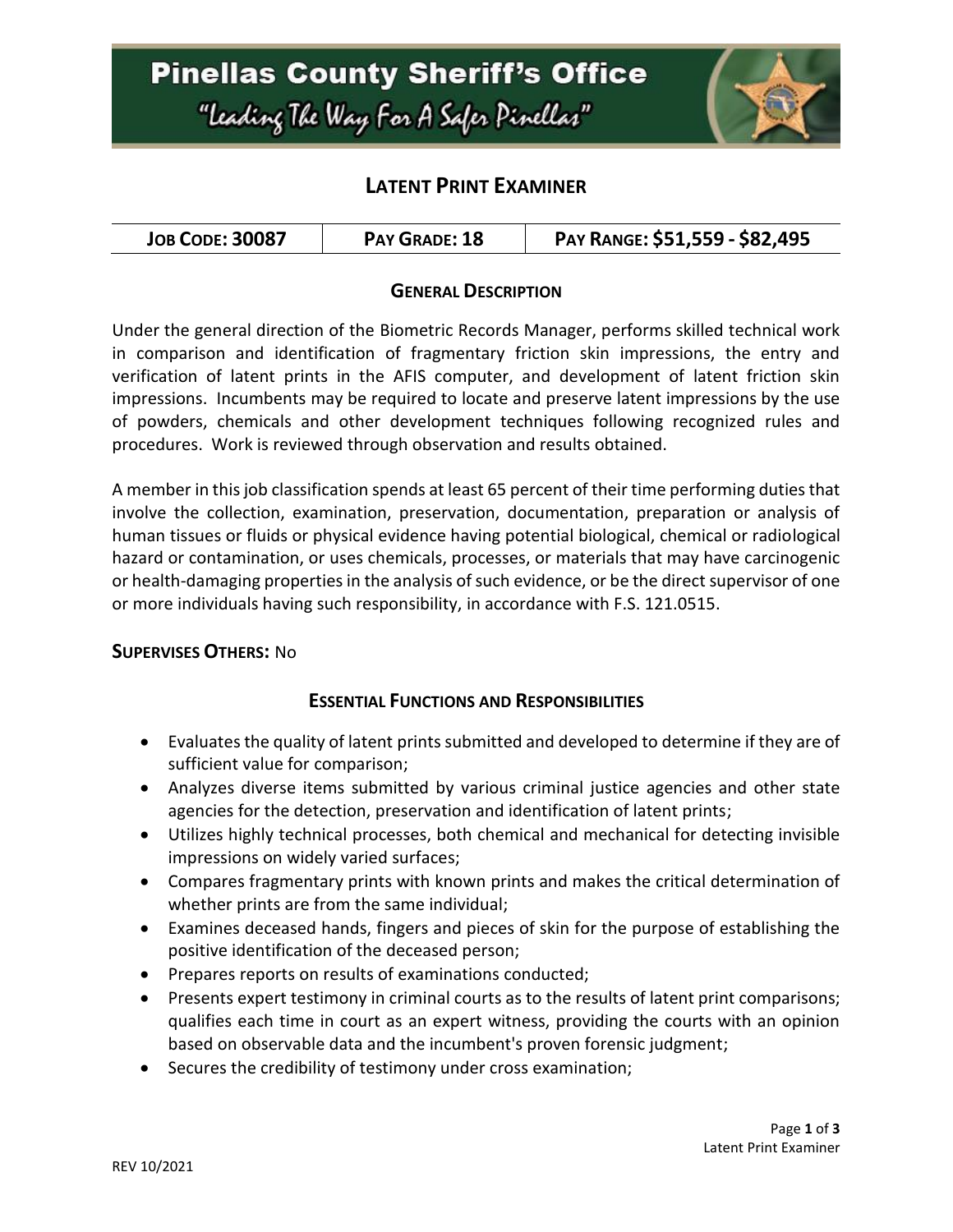# Pinellas County Sheriff's Office

"Leading The Way For A Safer Pinellas"

## LATENT PRINT EXAMINER

| JOB CODE: 30087 | PAY GRADE: 18 | PAY RANGE: $51,559 - $82,495 |
|---|---|---|

### GENERAL DESCRIPTION

Under the general direction of the Biometric Records Manager, performs skilled technical work in comparison and identification of fragmentary friction skin impressions, the entry and verification of latent prints in the AFIS computer, and development of latent friction skin impressions. Incumbents may be required to locate and preserve latent impressions by the use of powders, chemicals and other development techniques following recognized rules and procedures. Work is reviewed through observation and results obtained.

A member in this job classification spends at least 65 percent of their time performing duties that involve the collection, examination, preservation, documentation, preparation or analysis of human tissues or fluids or physical evidence having potential biological, chemical or radiological hazard or contamination, or uses chemicals, processes, or materials that may have carcinogenic or health-damaging properties in the analysis of such evidence, or be the direct supervisor of one or more individuals having such responsibility, in accordance with F.S. 121.0515.

**SUPERVISES OTHERS:** No

### ESSENTIAL FUNCTIONS AND RESPONSIBILITIES

- Evaluates the quality of latent prints submitted and developed to determine if they are of sufficient value for comparison;
- Analyzes diverse items submitted by various criminal justice agencies and other state agencies for the detection, preservation and identification of latent prints;
- Utilizes highly technical processes, both chemical and mechanical for detecting invisible impressions on widely varied surfaces;
- Compares fragmentary prints with known prints and makes the critical determination of whether prints are from the same individual;
- Examines deceased hands, fingers and pieces of skin for the purpose of establishing the positive identification of the deceased person;
- Prepares reports on results of examinations conducted;
- Presents expert testimony in criminal courts as to the results of latent print comparisons; qualifies each time in court as an expert witness, providing the courts with an opinion based on observable data and the incumbent's proven forensic judgment;
- Secures the credibility of testimony under cross examination;

REV 10/2021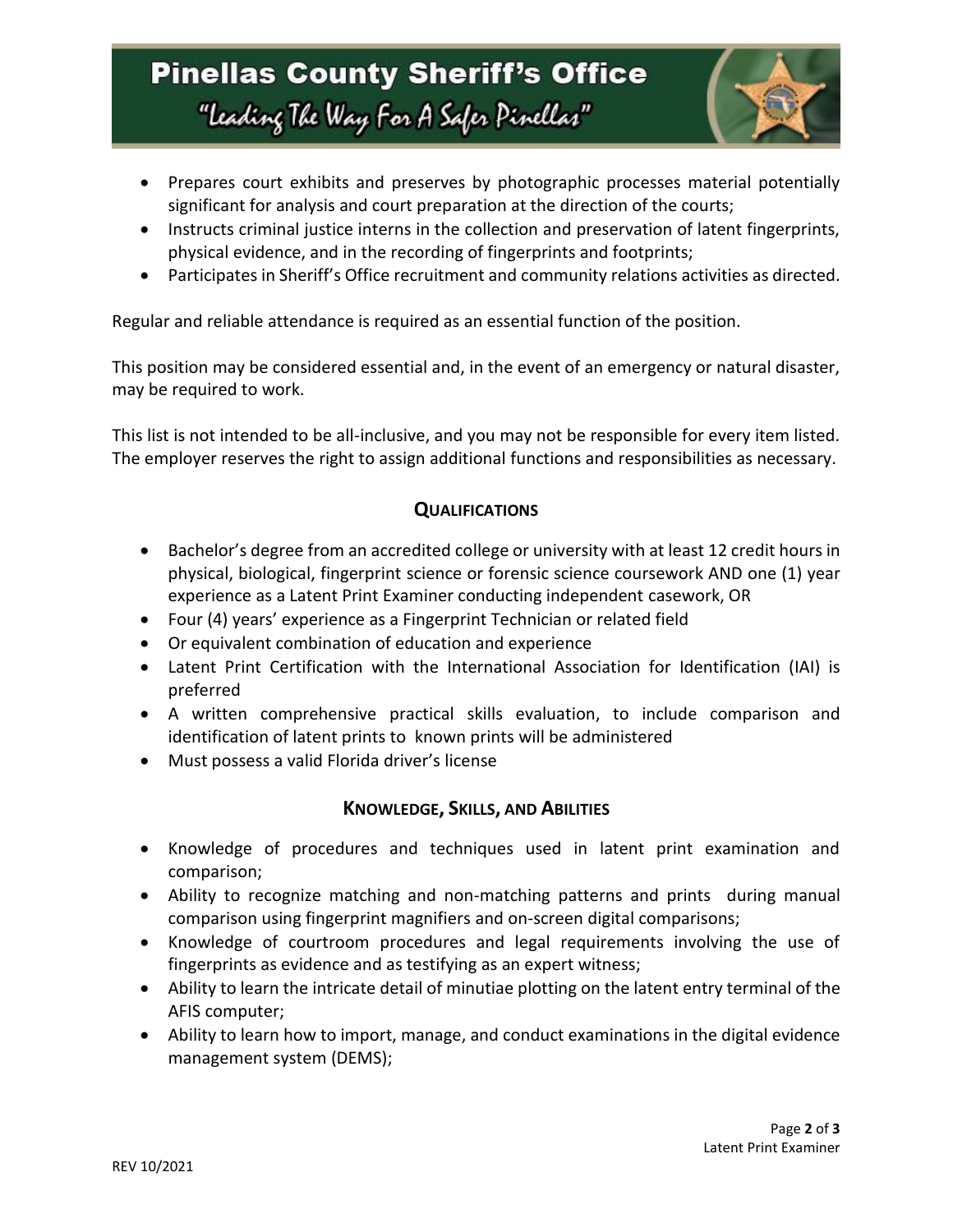- Prepares court exhibits and preserves by photographic processes material potentially significant for analysis and court preparation at the direction of the courts;
- Instructs criminal justice interns in the collection and preservation of latent fingerprints, physical evidence, and in the recording of fingerprints and footprints;
- Participates in Sheriff's Office recruitment and community relations activities as directed.

Regular and reliable attendance is required as an essential function of the position.

This position may be considered essential and, in the event of an emergency or natural disaster, may be required to work.

This list is not intended to be all-inclusive, and you may not be responsible for every item listed. The employer reserves the right to assign additional functions and responsibilities as necessary.

## QUALIFICATIONS

- Bachelor's degree from an accredited college or university with at least 12 credit hours in physical, biological, fingerprint science or forensic science coursework AND one (1) year experience as a Latent Print Examiner conducting independent casework, OR
- Four (4) years' experience as a Fingerprint Technician or related field
- Or equivalent combination of education and experience
- Latent Print Certification with the International Association for Identification (IAI) is preferred
- A written comprehensive practical skills evaluation, to include comparison and identification of latent prints to known prints will be administered
- Must possess a valid Florida driver's license

## KNOWLEDGE, SKILLS, AND ABILITIES

- Knowledge of procedures and techniques used in latent print examination and comparison;
- Ability to recognize matching and non-matching patterns and prints during manual comparison using fingerprint magnifiers and on-screen digital comparisons;
- Knowledge of courtroom procedures and legal requirements involving the use of fingerprints as evidence and as testifying as an expert witness;
- Ability to learn the intricate detail of minutiae plotting on the latent entry terminal of the AFIS computer;
- Ability to learn how to import, manage, and conduct examinations in the digital evidence management system (DEMS);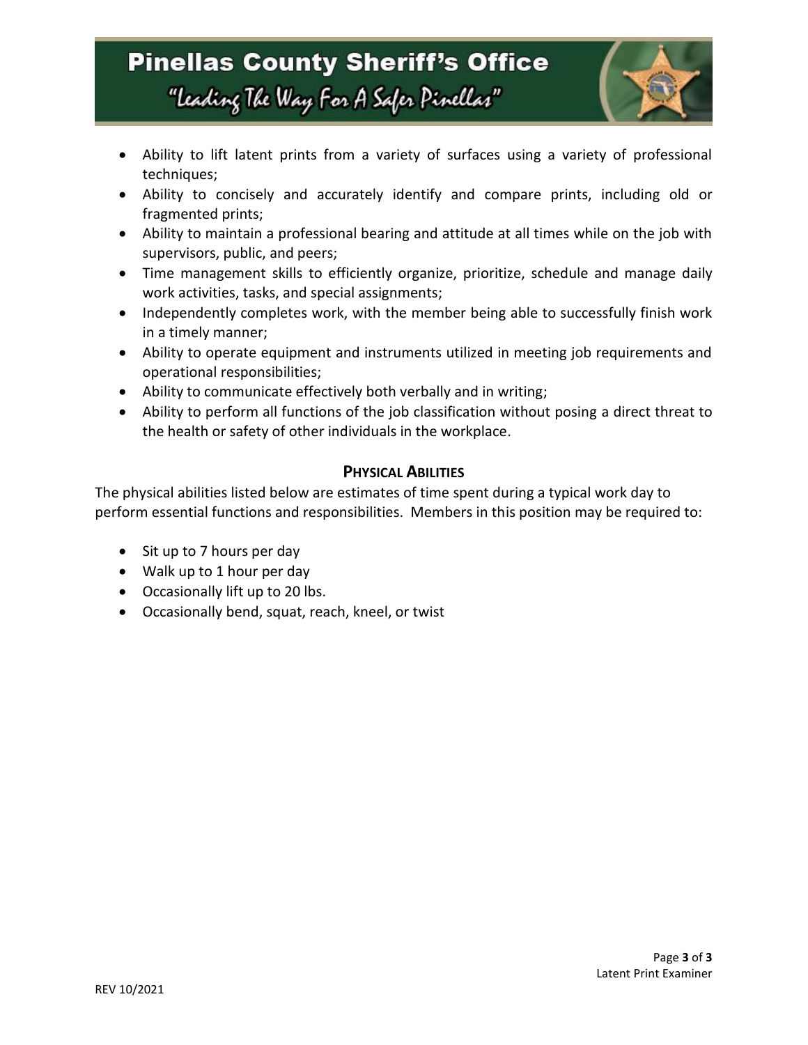- Ability to lift latent prints from a variety of surfaces using a variety of professional techniques;
- Ability to concisely and accurately identify and compare prints, including old or fragmented prints;
- Ability to maintain a professional bearing and attitude at all times while on the job with supervisors, public, and peers;
- Time management skills to efficiently organize, prioritize, schedule and manage daily work activities, tasks, and special assignments;
- Independently completes work, with the member being able to successfully finish work in a timely manner;
- Ability to operate equipment and instruments utilized in meeting job requirements and operational responsibilities;
- Ability to communicate effectively both verbally and in writing;
- Ability to perform all functions of the job classification without posing a direct threat to the health or safety of other individuals in the workplace.

## Physical Abilities

The physical abilities listed below are estimates of time spent during a typical work day to perform essential functions and responsibilities. Members in this position may be required to:

- Sit up to 7 hours per day
- Walk up to 1 hour per day
- Occasionally lift up to 20 lbs.
- Occasionally bend, squat, reach, kneel, or twist

REV 10/2021